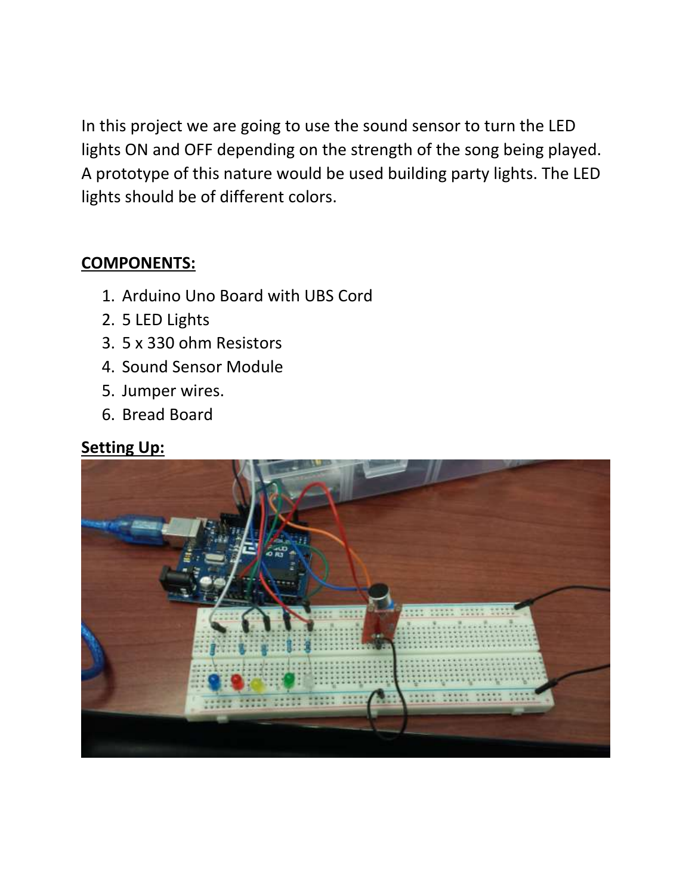In this project we are going to use the sound sensor to turn the LED lights ON and OFF depending on the strength of the song being played. A prototype of this nature would be used building party lights. The LED lights should be of different colors.

**COMPONENTS:**

1. Arduino Uno Board with UBS Cord
2. 5 LED Lights
3. 5 x 330 ohm Resistors
4. Sound Sensor Module
5. Jumper wires.
6. Bread Board

**Setting Up:**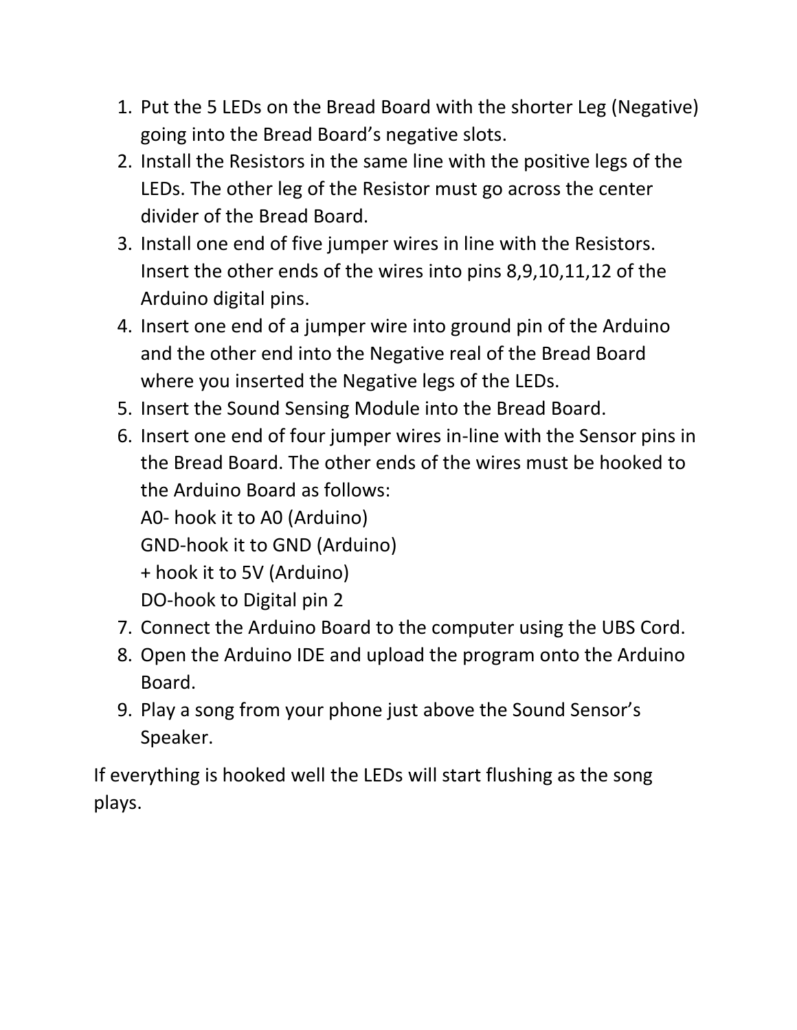1. Put the 5 LEDs on the Bread Board with the shorter Leg (Negative) going into the Bread Board's negative slots.
2. Install the Resistors in the same line with the positive legs of the LEDs. The other leg of the Resistor must go across the center divider of the Bread Board.
3. Install one end of five jumper wires in line with the Resistors. Insert the other ends of the wires into pins 8,9,10,11,12 of the Arduino digital pins.
4. Insert one end of a jumper wire into ground pin of the Arduino and the other end into the Negative real of the Bread Board where you inserted the Negative legs of the LEDs.
5. Insert the Sound Sensing Module into the Bread Board.
6. Insert one end of four jumper wires in-line with the Sensor pins in the Bread Board. The other ends of the wires must be hooked to the Arduino Board as follows:
   A0- hook it to A0 (Arduino)
   GND-hook it to GND (Arduino)
   + hook it to 5V (Arduino)
   DO-hook to Digital pin 2
7. Connect the Arduino Board to the computer using the UBS Cord.
8. Open the Arduino IDE and upload the program onto the Arduino Board.
9. Play a song from your phone just above the Sound Sensor's Speaker.

If everything is hooked well the LEDs will start flushing as the song plays.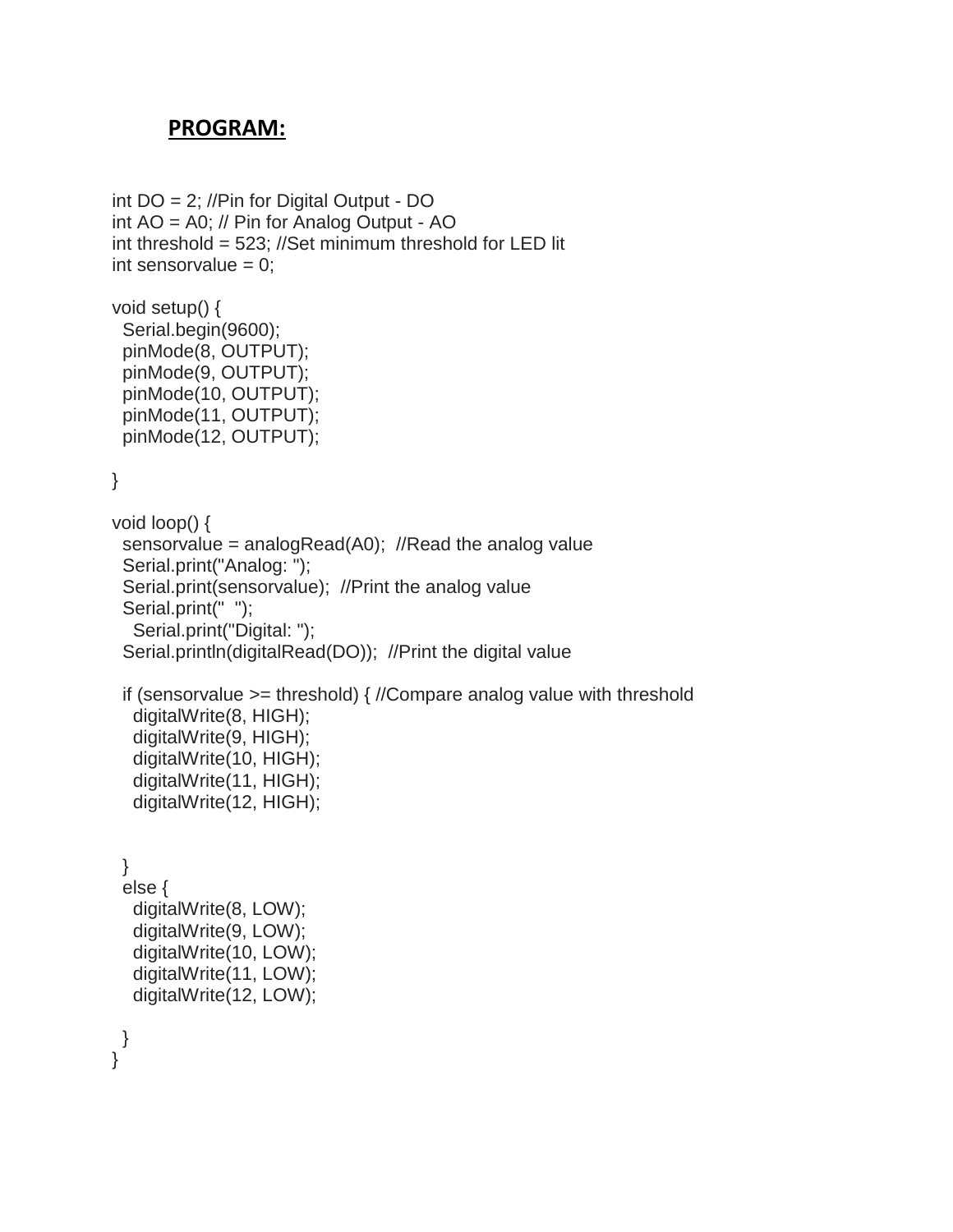## PROGRAM:

```
int DO = 2; //Pin for Digital Output - DO
int AO = A0; // Pin for Analog Output - AO
int threshold = 523; //Set minimum threshold for LED lit
int sensorvalue = 0;

void setup() {
  Serial.begin(9600);
  pinMode(8, OUTPUT);
  pinMode(9, OUTPUT);
  pinMode(10, OUTPUT);
  pinMode(11, OUTPUT);
  pinMode(12, OUTPUT);

}

void loop() {
  sensorvalue = analogRead(A0);  //Read the analog value
  Serial.print("Analog: ");
  Serial.print(sensorvalue);  //Print the analog value
  Serial.print("  ");
    Serial.print("Digital: ");
  Serial.println(digitalRead(DO));  //Print the digital value

  if (sensorvalue >= threshold) { //Compare analog value with threshold
    digitalWrite(8, HIGH);
    digitalWrite(9, HIGH);
    digitalWrite(10, HIGH);
    digitalWrite(11, HIGH);
    digitalWrite(12, HIGH);


  }
  else {
    digitalWrite(8, LOW);
    digitalWrite(9, LOW);
    digitalWrite(10, LOW);
    digitalWrite(11, LOW);
    digitalWrite(12, LOW);

  }
}
```